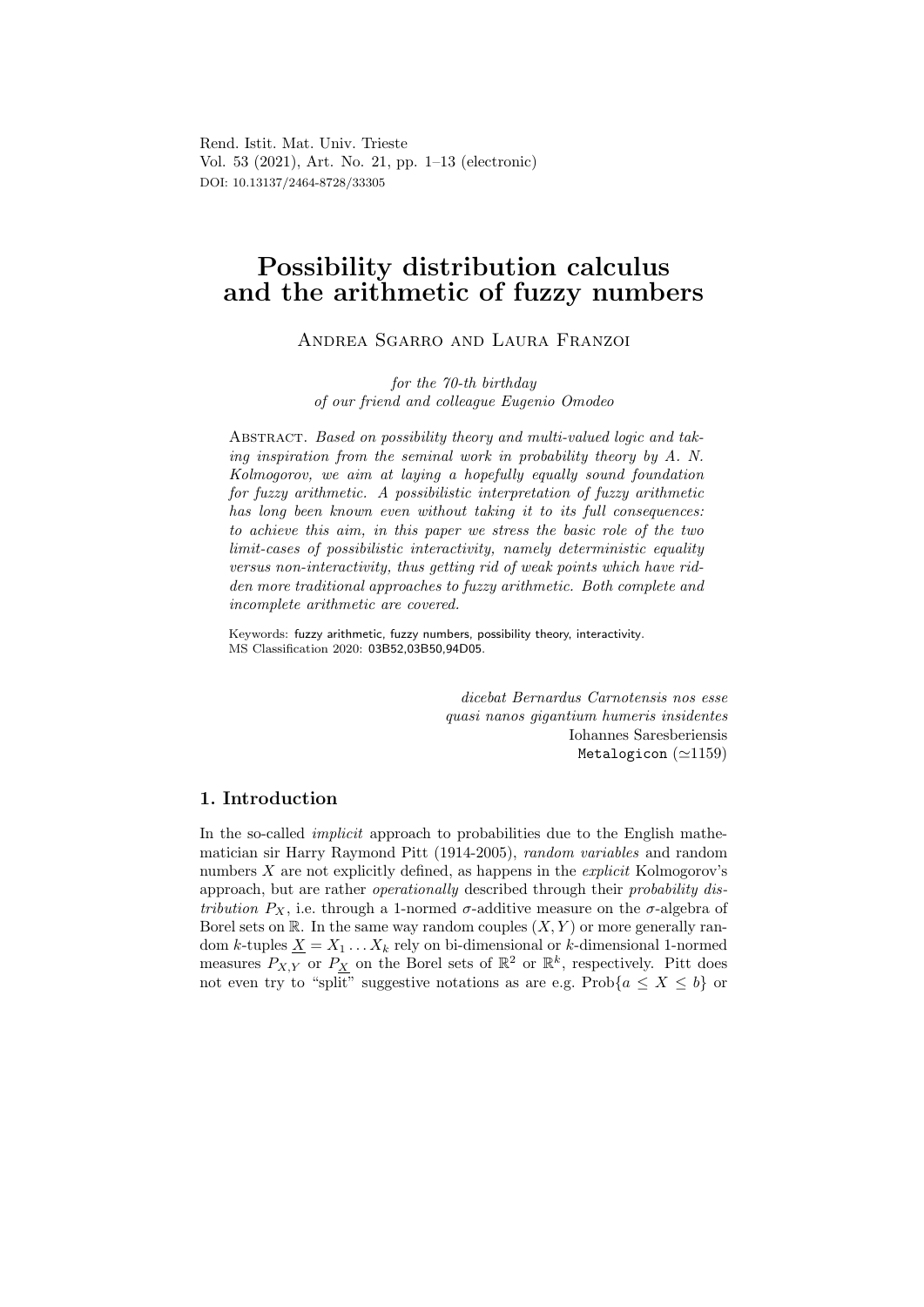Rend. Istit. Mat. Univ. Trieste
Vol. 53 (2021), Art. No. 21, pp. 1–13 (electronic)
DOI: 10.13137/2464-8728/33305

# Possibility distribution calculus and the arithmetic of fuzzy numbers

Andrea Sgarro and Laura Franzoi

*for the 70-th birthday*
*of our friend and colleague Eugenio Omodeo*

Abstract. *Based on possibility theory and multi-valued logic and taking inspiration from the seminal work in probability theory by A. N. Kolmogorov, we aim at laying a hopefully equally sound foundation for fuzzy arithmetic. A possibilistic interpretation of fuzzy arithmetic has long been known even without taking it to its full consequences: to achieve this aim, in this paper we stress the basic role of the two limit-cases of possibilistic interactivity, namely deterministic equality versus non-interactivity, thus getting rid of weak points which have ridden more traditional approaches to fuzzy arithmetic. Both complete and incomplete arithmetic are covered.*

Keywords: fuzzy arithmetic, fuzzy numbers, possibility theory, interactivity.
MS Classification 2020: 03B52,03B50,94D05.

*dicebat Bernardus Carnotensis nos esse*
*quasi nanos gigantium humeris insidentes*
Iohannes Saresberiensis
`Metalogicon` ($\simeq$1159)

## 1. Introduction

In the so-called *implicit* approach to probabilities due to the English mathematician sir Harry Raymond Pitt (1914-2005), *random variables* and random numbers $X$ are not explicitly defined, as happens in the *explicit* Kolmogorov's approach, but are rather *operationally* described through their *probability distribution* $P_X$, i.e. through a 1-normed $\sigma$-additive measure on the $\sigma$-algebra of Borel sets on $\mathbb{R}$. In the same way random couples $(X, Y)$ or more generally random $k$-tuples $\underline{X} = X_1 \dots X_k$ rely on bi-dimensional or $k$-dimensional 1-normed measures $P_{X,Y}$ or $P_{\underline{X}}$ on the Borel sets of $\mathbb{R}^2$ or $\mathbb{R}^k$, respectively. Pitt does not even try to "split" suggestive notations as are e.g. Prob$\{a \leq X \leq b\}$ or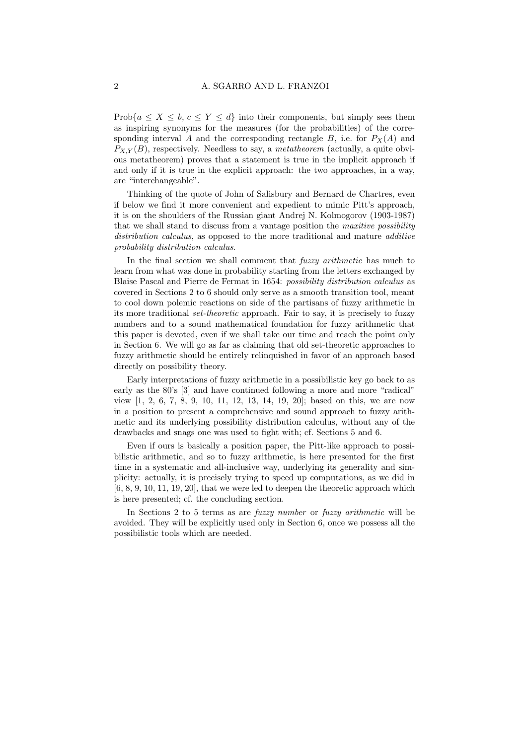$\text{Prob}\{a \leq X \leq b, c \leq Y \leq d\}$ into their components, but simply sees them as inspiring synonyms for the measures (for the probabilities) of the corresponding interval $A$ and the corresponding rectangle $B$, i.e. for $P_X(A)$ and $P_{X,Y}(B)$, respectively. Needless to say, a *metatheorem* (actually, a quite obvious metatheorem) proves that a statement is true in the implicit approach if and only if it is true in the explicit approach: the two approaches, in a way, are "interchangeable".

Thinking of the quote of John of Salisbury and Bernard de Chartres, even if below we find it more convenient and expedient to mimic Pitt's approach, it is on the shoulders of the Russian giant Andrej N. Kolmogorov (1903-1987) that we shall stand to discuss from a vantage position the *maxitive possibility distribution calculus*, as opposed to the more traditional and mature *additive probability distribution calculus*.

In the final section we shall comment that *fuzzy arithmetic* has much to learn from what was done in probability starting from the letters exchanged by Blaise Pascal and Pierre de Fermat in 1654: *possibility distribution calculus* as covered in Sections 2 to 6 should only serve as a smooth transition tool, meant to cool down polemic reactions on side of the partisans of fuzzy arithmetic in its more traditional *set-theoretic* approach. Fair to say, it is precisely to fuzzy numbers and to a sound mathematical foundation for fuzzy arithmetic that this paper is devoted, even if we shall take our time and reach the point only in Section 6. We will go as far as claiming that old set-theoretic approaches to fuzzy arithmetic should be entirely relinquished in favor of an approach based directly on possibility theory.

Early interpretations of fuzzy arithmetic in a possibilistic key go back to as early as the 80's [3] and have continued following a more and more "radical" view [1, 2, 6, 7, 8, 9, 10, 11, 12, 13, 14, 19, 20]; based on this, we are now in a position to present a comprehensive and sound approach to fuzzy arithmetic and its underlying possibility distribution calculus, without any of the drawbacks and snags one was used to fight with; cf. Sections 5 and 6.

Even if ours is basically a position paper, the Pitt-like approach to possibilistic arithmetic, and so to fuzzy arithmetic, is here presented for the first time in a systematic and all-inclusive way, underlying its generality and simplicity: actually, it is precisely trying to speed up computations, as we did in [6, 8, 9, 10, 11, 19, 20], that we were led to deepen the theoretic approach which is here presented; cf. the concluding section.

In Sections 2 to 5 terms as are *fuzzy number* or *fuzzy arithmetic* will be avoided. They will be explicitly used only in Section 6, once we possess all the possibilistic tools which are needed.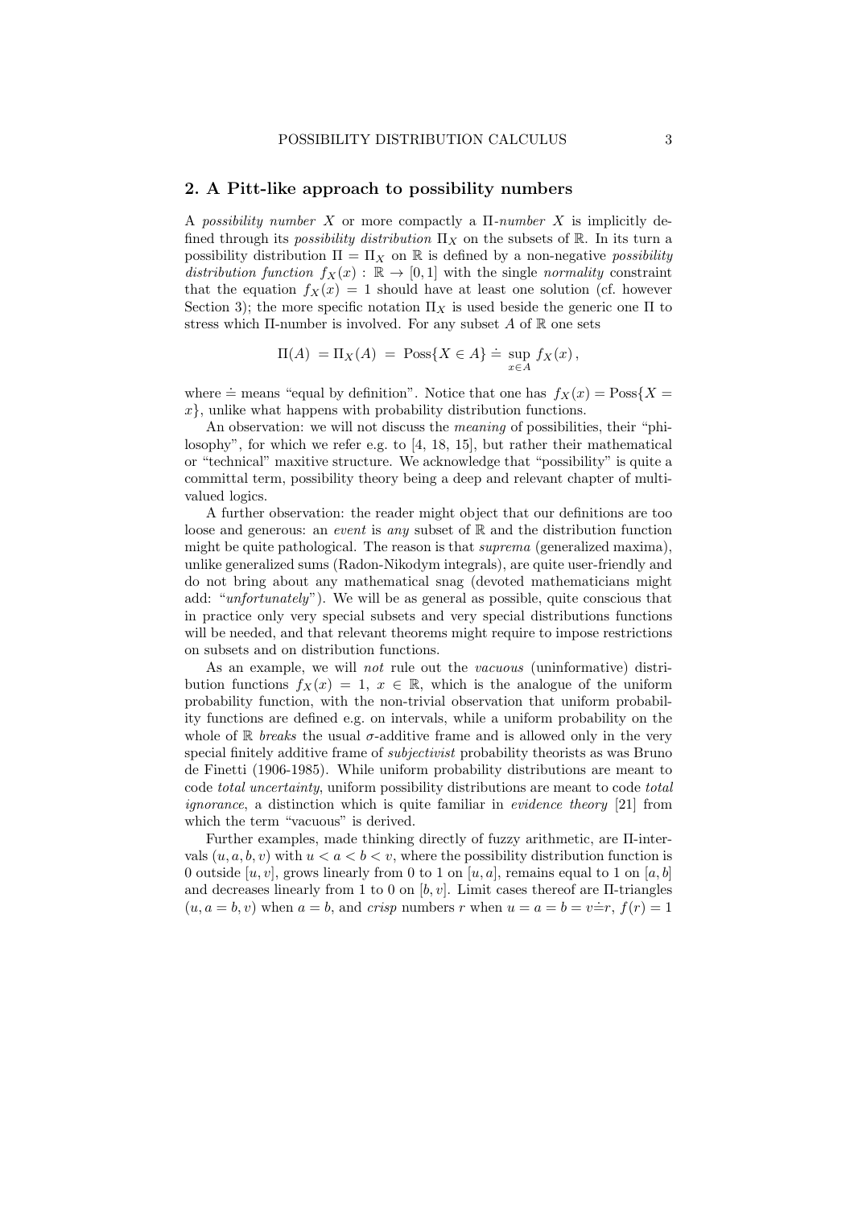## 2. A Pitt-like approach to possibility numbers

A *possibility number* $X$ or more compactly a $\Pi$-*number* $X$ is implicitly defined through its *possibility distribution* $\Pi_X$ on the subsets of $\mathbb{R}$. In its turn a possibility distribution $\Pi = \Pi_X$ on $\mathbb{R}$ is defined by a non-negative *possibility distribution function* $f_X(x) : \mathbb{R} \to [0,1]$ with the single *normality* constraint that the equation $f_X(x) = 1$ should have at least one solution (cf. however Section 3); the more specific notation $\Pi_X$ is used beside the generic one $\Pi$ to stress which $\Pi$-number is involved. For any subset $A$ of $\mathbb{R}$ one sets

$$\Pi(A) = \Pi_X(A) = \text{Poss}\{X \in A\} \doteq \sup_{x \in A} f_X(x)\,,$$

where $\doteq$ means "equal by definition". Notice that one has $f_X(x) = \text{Poss}\{X = x\}$, unlike what happens with probability distribution functions.

An observation: we will not discuss the *meaning* of possibilities, their "philosophy", for which we refer e.g. to [4, 18, 15], but rather their mathematical or "technical" maxitive structure. We acknowledge that "possibility" is quite a committal term, possibility theory being a deep and relevant chapter of multi-valued logics.

A further observation: the reader might object that our definitions are too loose and generous: an *event* is *any* subset of $\mathbb{R}$ and the distribution function might be quite pathological. The reason is that *suprema* (generalized maxima), unlike generalized sums (Radon-Nikodym integrals), are quite user-friendly and do not bring about any mathematical snag (devoted mathematicians might add: "*unfortunately*"). We will be as general as possible, quite conscious that in practice only very special subsets and very special distributions functions will be needed, and that relevant theorems might require to impose restrictions on subsets and on distribution functions.

As an example, we will *not* rule out the *vacuous* (uninformative) distribution functions $f_X(x) = 1$, $x \in \mathbb{R}$, which is the analogue of the uniform probability function, with the non-trivial observation that uniform probability functions are defined e.g. on intervals, while a uniform probability on the whole of $\mathbb{R}$ *breaks* the usual $\sigma$-additive frame and is allowed only in the very special finitely additive frame of *subjectivist* probability theorists as was Bruno de Finetti (1906-1985). While uniform probability distributions are meant to code *total uncertainty*, uniform possibility distributions are meant to code *total ignorance*, a distinction which is quite familiar in *evidence theory* [21] from which the term "vacuous" is derived.

Further examples, made thinking directly of fuzzy arithmetic, are $\Pi$-intervals $(u, a, b, v)$ with $u < a < b < v$, where the possibility distribution function is 0 outside $[u, v]$, grows linearly from 0 to 1 on $[u, a]$, remains equal to 1 on $[a, b]$ and decreases linearly from 1 to 0 on $[b, v]$. Limit cases thereof are $\Pi$-triangles $(u, a = b, v)$ when $a = b$, and *crisp* numbers $r$ when $u = a = b = v \doteq r$, $f(r) = 1$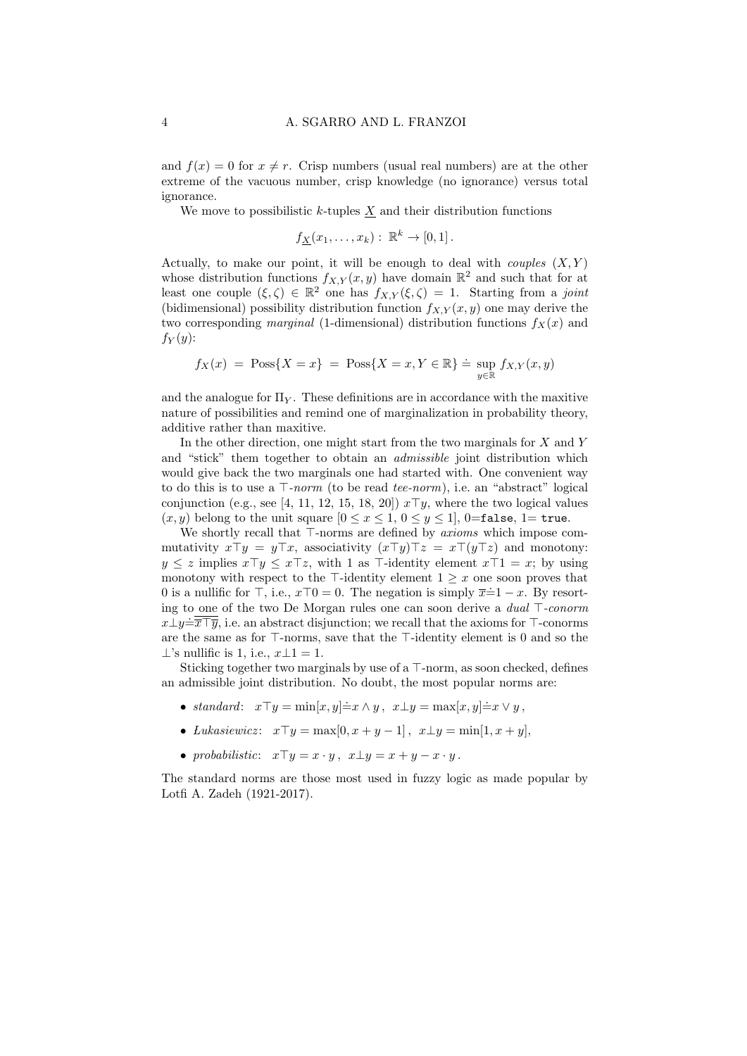and $f(x) = 0$ for $x \neq r$. Crisp numbers (usual real numbers) are at the other extreme of the vacuous number, crisp knowledge (no ignorance) versus total ignorance.

We move to possibilistic $k$-tuples $\underline{X}$ and their distribution functions

$$f_{\underline{X}}(x_1, \ldots, x_k) : \mathbb{R}^k \to [0, 1] .$$

Actually, to make our point, it will be enough to deal with *couples* $(X, Y)$ whose distribution functions $f_{X,Y}(x, y)$ have domain $\mathbb{R}^2$ and such that for at least one couple $(\xi, \zeta) \in \mathbb{R}^2$ one has $f_{X,Y}(\xi, \zeta) = 1$. Starting from a *joint* (bidimensional) possibility distribution function $f_{X,Y}(x, y)$ one may derive the two corresponding *marginal* (1-dimensional) distribution functions $f_X(x)$ and $f_Y(y)$:

$$f_X(x) \;=\; \text{Poss}\{X = x\} \;=\; \text{Poss}\{X = x, Y \in \mathbb{R}\} \doteq \sup_{y \in \mathbb{R}} f_{X,Y}(x, y)$$

and the analogue for $\Pi_Y$. These definitions are in accordance with the maxitive nature of possibilities and remind one of marginalization in probability theory, additive rather than maxitive.

In the other direction, one might start from the two marginals for $X$ and $Y$ and "stick" them together to obtain an *admissible* joint distribution which would give back the two marginals one had started with. One convenient way to do this is to use a $\top$-*norm* (to be read *tee-norm*), i.e. an "abstract" logical conjunction (e.g., see [4, 11, 12, 15, 18, 20]) $x \top y$, where the two logical values $(x, y)$ belong to the unit square $[0 \leq x \leq 1,\ 0 \leq y \leq 1]$, 0=`false`, 1= `true`.

We shortly recall that $\top$-norms are defined by *axioms* which impose commutativity $x \top y = y \top x$, associativity $(x \top y) \top z = x \top (y \top z)$ and monotony: $y \leq z$ implies $x \top y \leq x \top z$, with 1 as $\top$-identity element $x \top 1 = x$; by using monotony with respect to the $\top$-identity element $1 \geq x$ one soon proves that 0 is a nullific for $\top$, i.e., $x \top 0 = 0$. The negation is simply $\overline{x} \doteq 1 - x$. By resorting to one of the two De Morgan rules one can soon derive a *dual* $\top$-*conorm* $x \bot y \doteq \overline{\overline{x} \top \overline{y}}$, i.e. an abstract disjunction; we recall that the axioms for $\top$-conorms are the same as for $\top$-norms, save that the $\top$-identity element is 0 and so the $\bot$'s nullific is 1, i.e., $x \bot 1 = 1$.

Sticking together two marginals by use of a $\top$-norm, as soon checked, defines an admissible joint distribution. No doubt, the most popular norms are:

- *standard*: $x \top y = \min[x, y] \doteq x \wedge y\,,\ \ x \bot y = \max[x, y] \doteq x \vee y\,,$
- *Lukasiewicz*: $x \top y = \max[0, x + y - 1]\,,\ \ x \bot y = \min[1, x + y],$
- *probabilistic*: $x \top y = x \cdot y\,,\ \ x \bot y = x + y - x \cdot y\,.$

The standard norms are those most used in fuzzy logic as made popular by Lotfi A. Zadeh (1921-2017).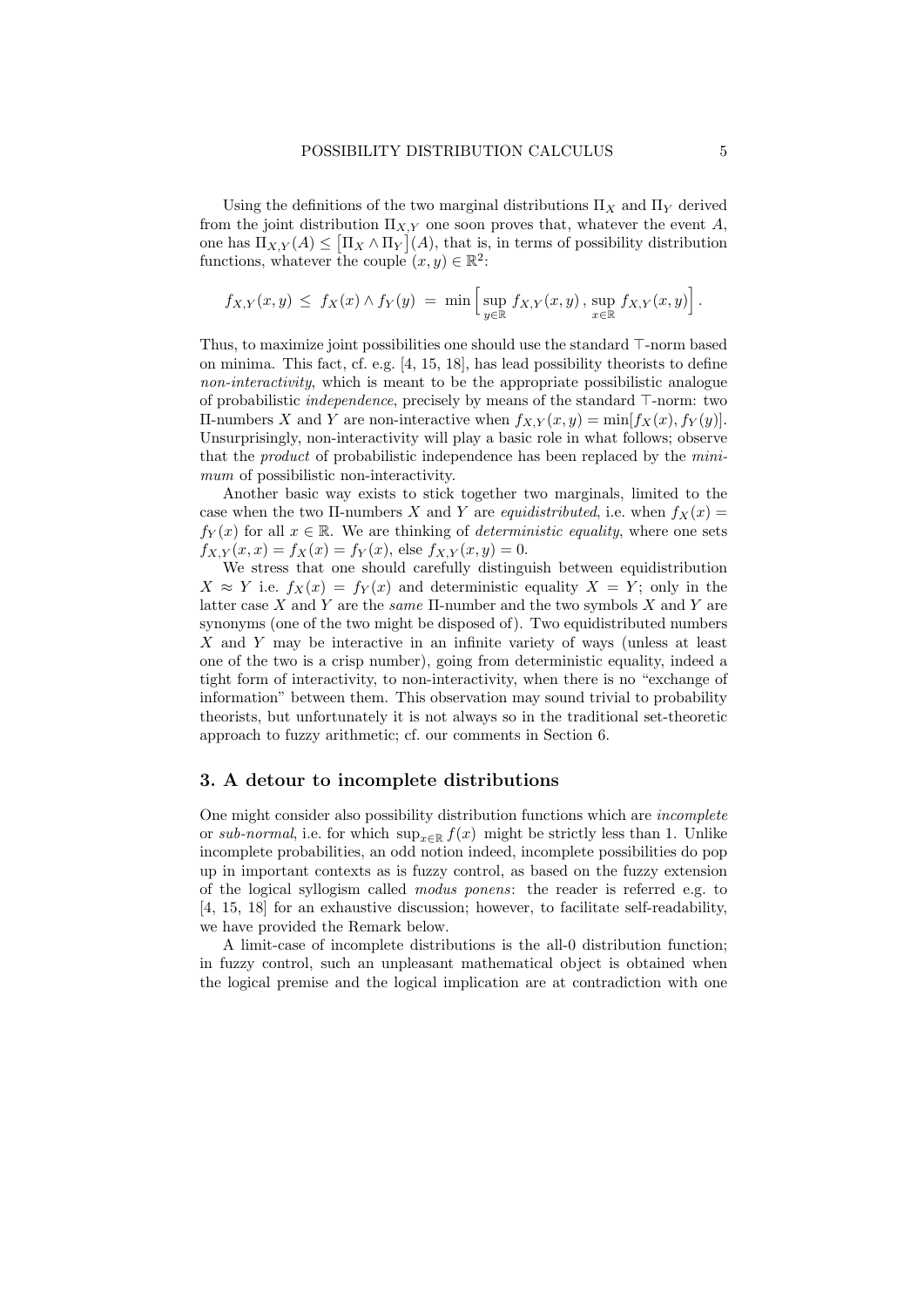Using the definitions of the two marginal distributions $\Pi_X$ and $\Pi_Y$ derived from the joint distribution $\Pi_{X,Y}$ one soon proves that, whatever the event $A$, one has $\Pi_{X,Y}(A) \leq \left[\Pi_X \wedge \Pi_Y\right](A)$, that is, in terms of possibility distribution functions, whatever the couple $(x,y) \in \mathbb{R}^2$:

$$f_{X,Y}(x,y) \;\leq\; f_X(x) \wedge f_Y(y) \;=\; \min\Big[\sup_{y\in\mathbb{R}} f_{X,Y}(x,y)\,,\, \sup_{x\in\mathbb{R}} f_{X,Y}(x,y)\Big]\,.$$

Thus, to maximize joint possibilities one should use the standard $\top$-norm based on minima. This fact, cf. e.g. [4, 15, 18], has lead possibility theorists to define *non-interactivity*, which is meant to be the appropriate possibilistic analogue of probabilistic *independence*, precisely by means of the standard $\top$-norm: two $\Pi$-numbers $X$ and $Y$ are non-interactive when $f_{X,Y}(x,y) = \min[f_X(x), f_Y(y)]$. Unsurprisingly, non-interactivity will play a basic role in what follows; observe that the *product* of probabilistic independence has been replaced by the *minimum* of possibilistic non-interactivity.

Another basic way exists to stick together two marginals, limited to the case when the two $\Pi$-numbers $X$ and $Y$ are *equidistributed*, i.e. when $f_X(x) = f_Y(x)$ for all $x \in \mathbb{R}$. We are thinking of *deterministic equality*, where one sets $f_{X,Y}(x,x) = f_X(x) = f_Y(x)$, else $f_{X,Y}(x,y) = 0$.

We stress that one should carefully distinguish between equidistribution $X \approx Y$ i.e. $f_X(x) = f_Y(x)$ and deterministic equality $X = Y$; only in the latter case $X$ and $Y$ are the *same* $\Pi$-number and the two symbols $X$ and $Y$ are synonyms (one of the two might be disposed of). Two equidistributed numbers $X$ and $Y$ may be interactive in an infinite variety of ways (unless at least one of the two is a crisp number), going from deterministic equality, indeed a tight form of interactivity, to non-interactivity, when there is no "exchange of information" between them. This observation may sound trivial to probability theorists, but unfortunately it is not always so in the traditional set-theoretic approach to fuzzy arithmetic; cf. our comments in Section 6.

## 3. A detour to incomplete distributions

One might consider also possibility distribution functions which are *incomplete* or *sub-normal*, i.e. for which $\sup_{x\in\mathbb{R}} f(x)$ might be strictly less than 1. Unlike incomplete probabilities, an odd notion indeed, incomplete possibilities do pop up in important contexts as is fuzzy control, as based on the fuzzy extension of the logical syllogism called *modus ponens*: the reader is referred e.g. to [4, 15, 18] for an exhaustive discussion; however, to facilitate self-readability, we have provided the Remark below.

A limit-case of incomplete distributions is the all-0 distribution function; in fuzzy control, such an unpleasant mathematical object is obtained when the logical premise and the logical implication are at contradiction with one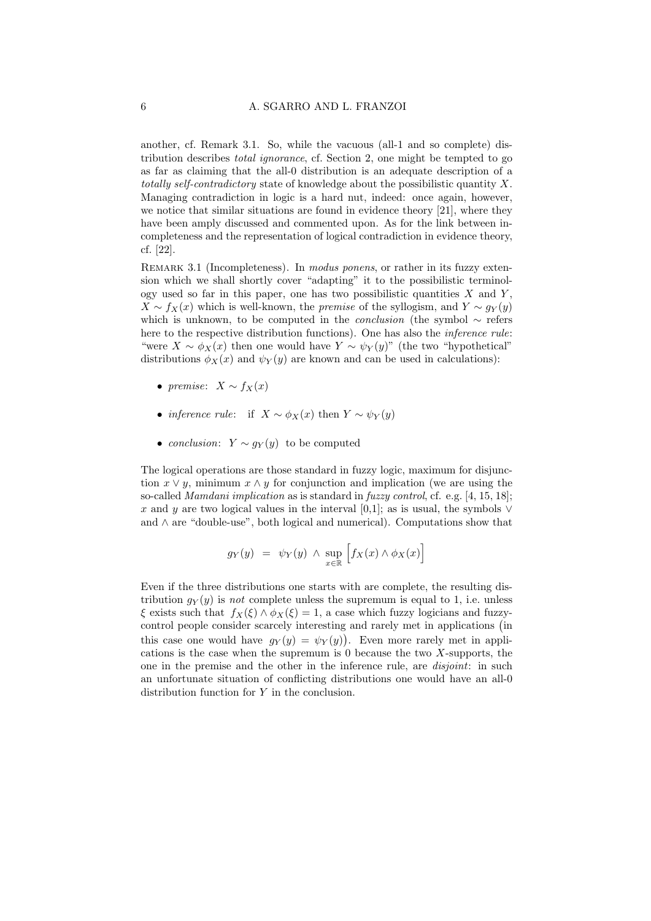another, cf. Remark 3.1. So, while the vacuous (all-1 and so complete) distribution describes *total ignorance*, cf. Section 2, one might be tempted to go as far as claiming that the all-0 distribution is an adequate description of a *totally self-contradictory* state of knowledge about the possibilistic quantity $X$. Managing contradiction in logic is a hard nut, indeed: once again, however, we notice that similar situations are found in evidence theory [21], where they have been amply discussed and commented upon. As for the link between incompleteness and the representation of logical contradiction in evidence theory, cf. [22].

Remark 3.1 (Incompleteness). In *modus ponens*, or rather in its fuzzy extension which we shall shortly cover "adapting" it to the possibilistic terminology used so far in this paper, one has two possibilistic quantities $X$ and $Y$, $X \sim f_X(x)$ which is well-known, the *premise* of the syllogism, and $Y \sim g_Y(y)$ which is unknown, to be computed in the *conclusion* (the symbol $\sim$ refers here to the respective distribution functions). One has also the *inference rule*: "were $X \sim \phi_X(x)$ then one would have $Y \sim \psi_Y(y)$" (the two "hypothetical" distributions $\phi_X(x)$ and $\psi_Y(y)$ are known and can be used in calculations):

- *premise*: $X \sim f_X(x)$
- *inference rule*: if $X \sim \phi_X(x)$ then $Y \sim \psi_Y(y)$
- *conclusion*: $Y \sim g_Y(y)$ to be computed

The logical operations are those standard in fuzzy logic, maximum for disjunction $x \vee y$, minimum $x \wedge y$ for conjunction and implication (we are using the so-called *Mamdani implication* as is standard in *fuzzy control*, cf. e.g. [4, 15, 18]; $x$ and $y$ are two logical values in the interval [0,1]; as is usual, the symbols $\vee$ and $\wedge$ are "double-use", both logical and numerical). Computations show that

$$g_Y(y) \;=\; \psi_Y(y) \;\wedge\; \sup_{x \in \mathbb{R}} \Big[ f_X(x) \wedge \phi_X(x) \Big]$$

Even if the three distributions one starts with are complete, the resulting distribution $g_Y(y)$ is *not* complete unless the supremum is equal to 1, i.e. unless $\xi$ exists such that $f_X(\xi) \wedge \phi_X(\xi) = 1$, a case which fuzzy logicians and fuzzy-control people consider scarcely interesting and rarely met in applications (in this case one would have $g_Y(y) = \psi_Y(y)$). Even more rarely met in applications is the case when the supremum is 0 because the two $X$-supports, the one in the premise and the other in the inference rule, are *disjoint*: in such an unfortunate situation of conflicting distributions one would have an all-0 distribution function for $Y$ in the conclusion.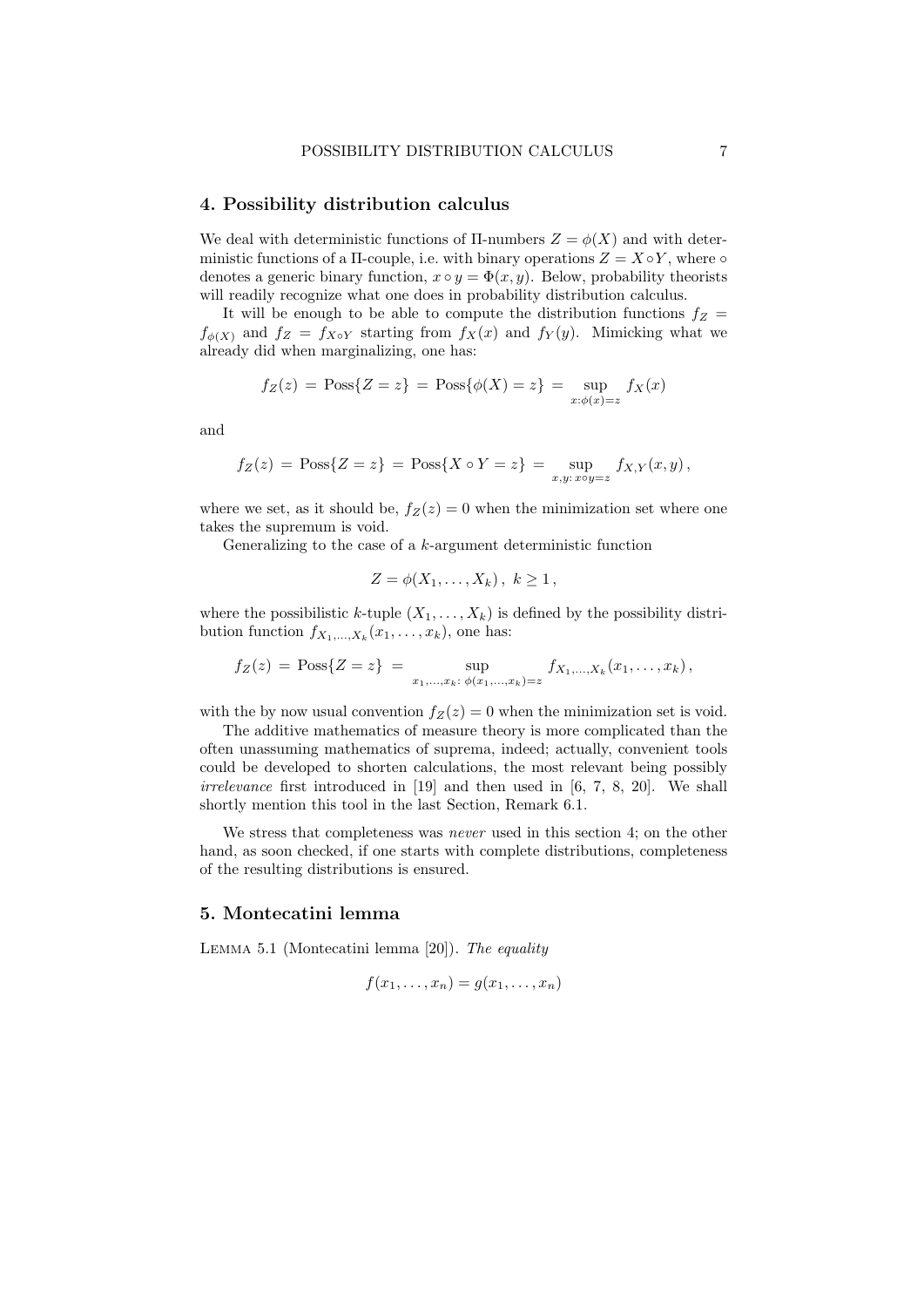## 4. Possibility distribution calculus

We deal with deterministic functions of Π-numbers $Z = \phi(X)$ and with deterministic functions of a Π-couple, i.e. with binary operations $Z = X \circ Y$, where $\circ$ denotes a generic binary function, $x \circ y = \Phi(x, y)$. Below, probability theorists will readily recognize what one does in probability distribution calculus.

It will be enough to be able to compute the distribution functions $f_Z = f_{\phi(X)}$ and $f_Z = f_{X \circ Y}$ starting from $f_X(x)$ and $f_Y(y)$. Mimicking what we already did when marginalizing, one has:

$$f_Z(z) \,=\, \text{Poss}\{Z = z\} \,=\, \text{Poss}\{\phi(X) = z\} \,=\, \sup_{x:\phi(x)=z} f_X(x)$$

and

$$f_Z(z) \,=\, \text{Poss}\{Z = z\} \,=\, \text{Poss}\{X \circ Y = z\} \,=\, \sup_{x,y:\, x \circ y = z} f_{X,Y}(x, y)\,,$$

where we set, as it should be, $f_Z(z) = 0$ when the minimization set where one takes the supremum is void.

Generalizing to the case of a $k$-argument deterministic function

$$Z = \phi(X_1, \ldots, X_k)\,,\; k \geq 1\,,$$

where the possibilistic $k$-tuple $(X_1, \ldots, X_k)$ is defined by the possibility distribution function $f_{X_1,\ldots,X_k}(x_1, \ldots, x_k)$, one has:

$$f_Z(z) \,=\, \text{Poss}\{Z = z\} \,=\, \sup_{x_1,\ldots,x_k:\, \phi(x_1,\ldots,x_k)=z} f_{X_1,\ldots,X_k}(x_1, \ldots, x_k)\,,$$

with the by now usual convention $f_Z(z) = 0$ when the minimization set is void.

The additive mathematics of measure theory is more complicated than the often unassuming mathematics of suprema, indeed; actually, convenient tools could be developed to shorten calculations, the most relevant being possibly *irrelevance* first introduced in [19] and then used in [6, 7, 8, 20]. We shall shortly mention this tool in the last Section, Remark 6.1.

We stress that completeness was *never* used in this section 4; on the other hand, as soon checked, if one starts with complete distributions, completeness of the resulting distributions is ensured.

## 5. Montecatini lemma

Lemma 5.1 (Montecatini lemma [20]). *The equality*

$$f(x_1, \ldots, x_n) = g(x_1, \ldots, x_n)$$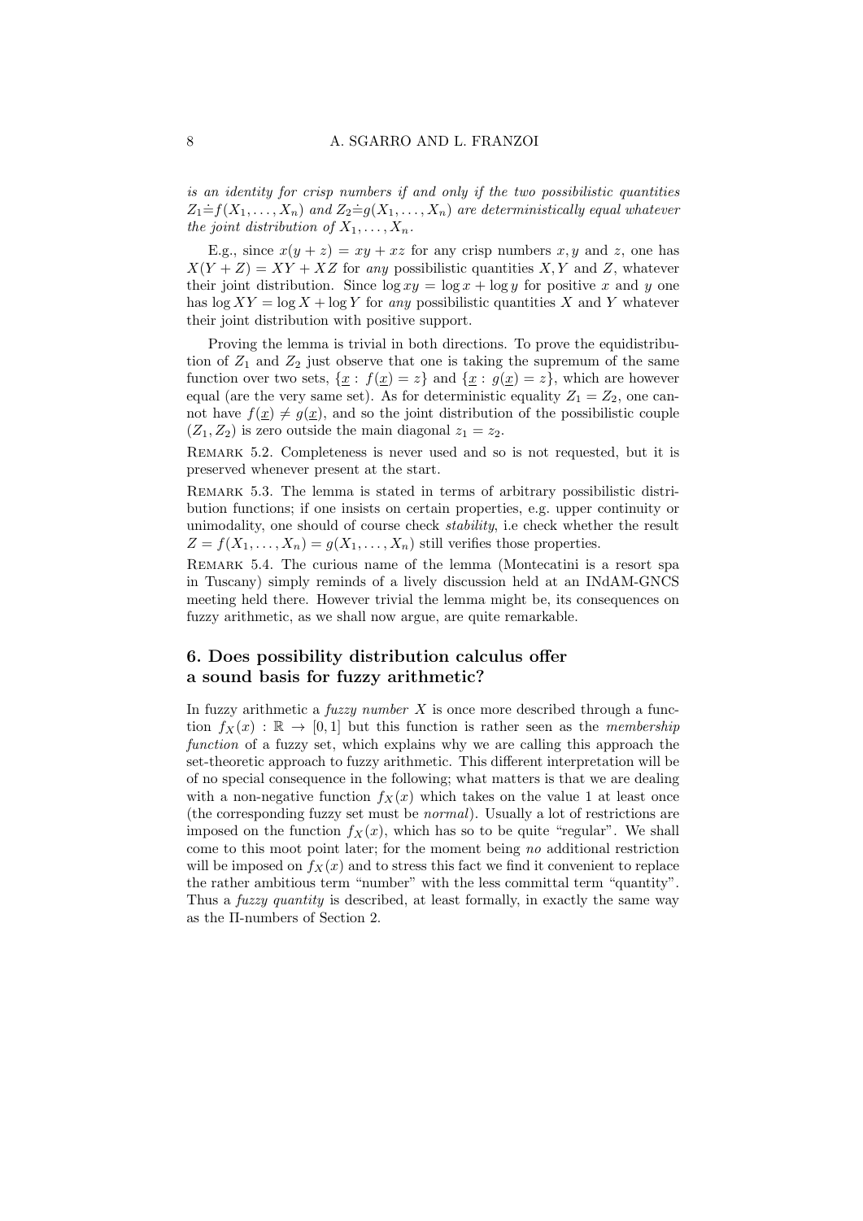*is an identity for crisp numbers if and only if the two possibilistic quantities* $Z_1 \doteq f(X_1, \ldots, X_n)$ *and* $Z_2 \doteq g(X_1, \ldots, X_n)$ *are deterministically equal whatever the joint distribution of* $X_1, \ldots, X_n$.

E.g., since $x(y+z) = xy + xz$ for any crisp numbers $x, y$ and $z$, one has $X(Y+Z) = XY + XZ$ for *any* possibilistic quantities $X, Y$ and $Z$, whatever their joint distribution. Since $\log xy = \log x + \log y$ for positive $x$ and $y$ one has $\log XY = \log X + \log Y$ for *any* possibilistic quantities $X$ and $Y$ whatever their joint distribution with positive support.

Proving the lemma is trivial in both directions. To prove the equidistribution of $Z_1$ and $Z_2$ just observe that one is taking the supremum of the same function over two sets, $\{\underline{x} : f(\underline{x}) = z\}$ and $\{\underline{x} : g(\underline{x}) = z\}$, which are however equal (are the very same set). As for deterministic equality $Z_1 = Z_2$, one cannot have $f(\underline{x}) \neq g(\underline{x})$, and so the joint distribution of the possibilistic couple $(Z_1, Z_2)$ is zero outside the main diagonal $z_1 = z_2$.

Remark 5.2. Completeness is never used and so is not requested, but it is preserved whenever present at the start.

Remark 5.3. The lemma is stated in terms of arbitrary possibilistic distribution functions; if one insists on certain properties, e.g. upper continuity or unimodality, one should of course check *stability*, i.e check whether the result $Z = f(X_1, \ldots, X_n) = g(X_1, \ldots, X_n)$ still verifies those properties.

Remark 5.4. The curious name of the lemma (Montecatini is a resort spa in Tuscany) simply reminds of a lively discussion held at an INdAM-GNCS meeting held there. However trivial the lemma might be, its consequences on fuzzy arithmetic, as we shall now argue, are quite remarkable.

## 6. Does possibility distribution calculus offer a sound basis for fuzzy arithmetic?

In fuzzy arithmetic a *fuzzy number* $X$ is once more described through a function $f_X(x) : \mathbb{R} \to [0,1]$ but this function is rather seen as the *membership function* of a fuzzy set, which explains why we are calling this approach the set-theoretic approach to fuzzy arithmetic. This different interpretation will be of no special consequence in the following; what matters is that we are dealing with a non-negative function $f_X(x)$ which takes on the value 1 at least once (the corresponding fuzzy set must be *normal*). Usually a lot of restrictions are imposed on the function $f_X(x)$, which has so to be quite "regular". We shall come to this moot point later; for the moment being *no* additional restriction will be imposed on $f_X(x)$ and to stress this fact we find it convenient to replace the rather ambitious term "number" with the less committal term "quantity". Thus a *fuzzy quantity* is described, at least formally, in exactly the same way as the Π-numbers of Section 2.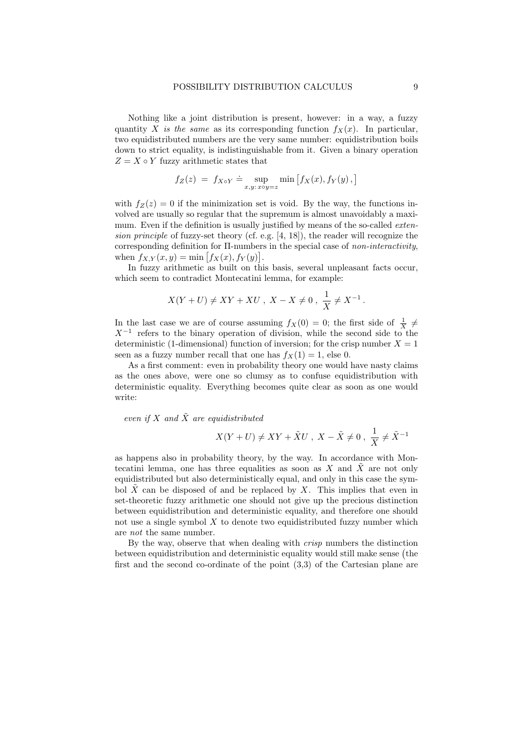Nothing like a joint distribution is present, however: in a way, a fuzzy quantity $X$ *is the same* as its corresponding function $f_X(x)$. In particular, two equidistributed numbers are the very same number: equidistribution boils down to strict equality, is indistinguishable from it. Given a binary operation $Z = X \circ Y$ fuzzy arithmetic states that

$$f_Z(z) \;=\; f_{X\circ Y} \doteq \sup_{x,y:\, x\circ y = z} \min\left[f_X(x), f_Y(y)\,,\right]$$

with $f_Z(z) = 0$ if the minimization set is void. By the way, the functions involved are usually so regular that the supremum is almost unavoidably a maximum. Even if the definition is usually justified by means of the so-called *extension principle* of fuzzy-set theory (cf. e.g. [4, 18]), the reader will recognize the corresponding definition for Π-numbers in the special case of *non-interactivity*, when $f_{X,Y}(x,y) = \min\left[f_X(x), f_Y(y)\right]$.

In fuzzy arithmetic as built on this basis, several unpleasant facts occur, which seem to contradict Montecatini lemma, for example:

$$X(Y+U) \neq XY + XU\;,\; X - X \neq 0\;,\; \frac{1}{X} \neq X^{-1}\,.$$

In the last case we are of course assuming $f_X(0) = 0$; the first side of $\frac{1}{X} \neq X^{-1}$ refers to the binary operation of division, while the second side to the deterministic (1-dimensional) function of inversion; for the crisp number $X = 1$ seen as a fuzzy number recall that one has $f_X(1) = 1$, else 0.

As a first comment: even in probability theory one would have nasty claims as the ones above, were one so clumsy as to confuse equidistribution with deterministic equality. Everything becomes quite clear as soon as one would write:

*even if $X$ and $\tilde{X}$ are equidistributed*

$$X(Y+U) \neq XY + \tilde{X}U\;,\; X - \tilde{X} \neq 0\;,\; \frac{1}{X} \neq \tilde{X}^{-1}$$

as happens also in probability theory, by the way. In accordance with Montecatini lemma, one has three equalities as soon as $X$ and $\tilde{X}$ are not only equidistributed but also deterministically equal, and only in this case the symbol $\tilde{X}$ can be disposed of and be replaced by $X$. This implies that even in set-theoretic fuzzy arithmetic one should not give up the precious distinction between equidistribution and deterministic equality, and therefore one should not use a single symbol $X$ to denote two equidistributed fuzzy number which are *not* the same number.

By the way, observe that when dealing with *crisp* numbers the distinction between equidistribution and deterministic equality would still make sense (the first and the second co-ordinate of the point (3,3) of the Cartesian plane are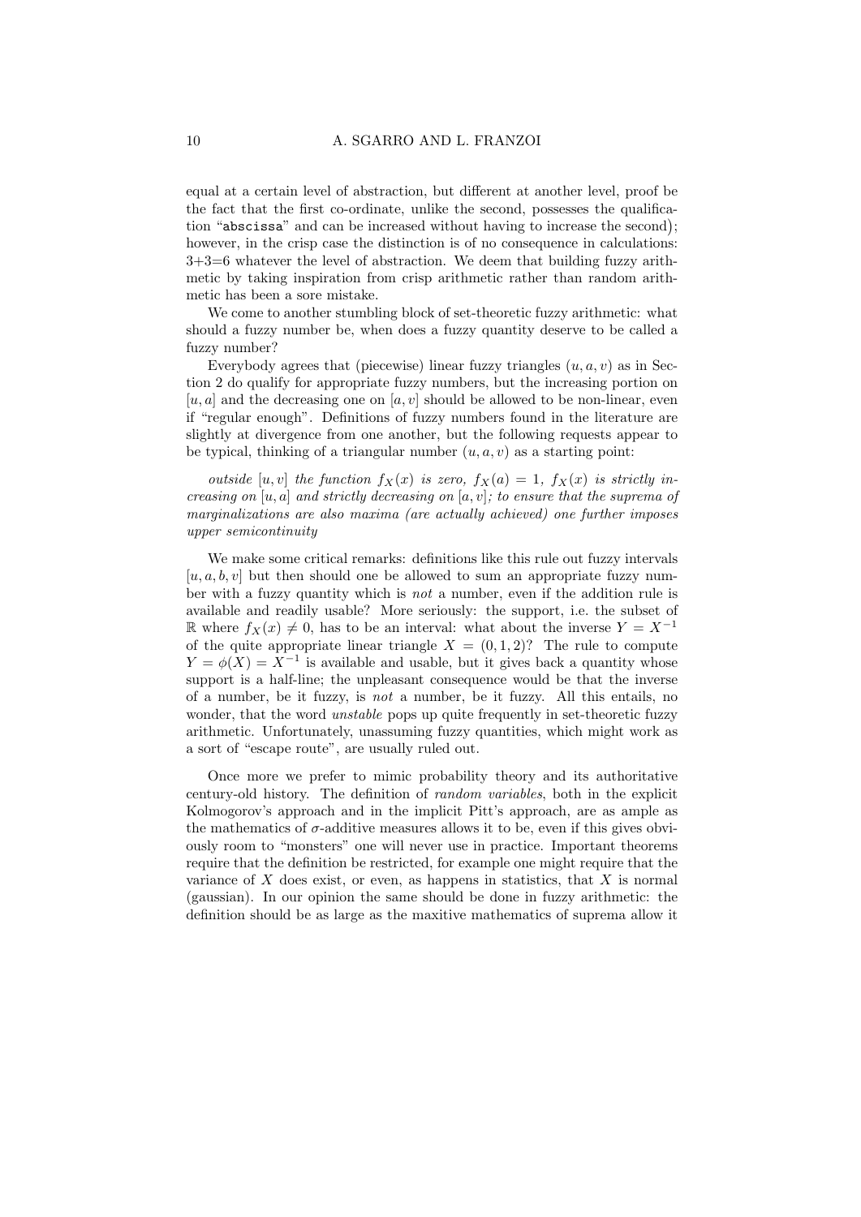equal at a certain level of abstraction, but different at another level, proof be the fact that the first co-ordinate, unlike the second, possesses the qualification "`abscissa`" and can be increased without having to increase the second); however, in the crisp case the distinction is of no consequence in calculations: 3+3=6 whatever the level of abstraction. We deem that building fuzzy arithmetic by taking inspiration from crisp arithmetic rather than random arithmetic has been a sore mistake.

We come to another stumbling block of set-theoretic fuzzy arithmetic: what should a fuzzy number be, when does a fuzzy quantity deserve to be called a fuzzy number?

Everybody agrees that (piecewise) linear fuzzy triangles $(u, a, v)$ as in Section 2 do qualify for appropriate fuzzy numbers, but the increasing portion on $[u, a]$ and the decreasing one on $[a, v]$ should be allowed to be non-linear, even if "regular enough". Definitions of fuzzy numbers found in the literature are slightly at divergence from one another, but the following requests appear to be typical, thinking of a triangular number $(u, a, v)$ as a starting point:

*outside* $[u, v]$ *the function* $f_X(x)$ *is zero,* $f_X(a) = 1$*,* $f_X(x)$ *is strictly increasing on* $[u, a]$ *and strictly decreasing on* $[a, v]$*; to ensure that the suprema of marginalizations are also maxima (are actually achieved) one further imposes upper semicontinuity*

We make some critical remarks: definitions like this rule out fuzzy intervals $[u, a, b, v]$ but then should one be allowed to sum an appropriate fuzzy number with a fuzzy quantity which is *not* a number, even if the addition rule is available and readily usable? More seriously: the support, i.e. the subset of $\mathbb{R}$ where $f_X(x) \neq 0$, has to be an interval: what about the inverse $Y = X^{-1}$ of the quite appropriate linear triangle $X = (0, 1, 2)$? The rule to compute $Y = \phi(X) = X^{-1}$ is available and usable, but it gives back a quantity whose support is a half-line; the unpleasant consequence would be that the inverse of a number, be it fuzzy, is *not* a number, be it fuzzy. All this entails, no wonder, that the word *unstable* pops up quite frequently in set-theoretic fuzzy arithmetic. Unfortunately, unassuming fuzzy quantities, which might work as a sort of "escape route", are usually ruled out.

Once more we prefer to mimic probability theory and its authoritative century-old history. The definition of *random variables*, both in the explicit Kolmogorov's approach and in the implicit Pitt's approach, are as ample as the mathematics of $\sigma$-additive measures allows it to be, even if this gives obviously room to "monsters" one will never use in practice. Important theorems require that the definition be restricted, for example one might require that the variance of $X$ does exist, or even, as happens in statistics, that $X$ is normal (gaussian). In our opinion the same should be done in fuzzy arithmetic: the definition should be as large as the maxitive mathematics of suprema allow it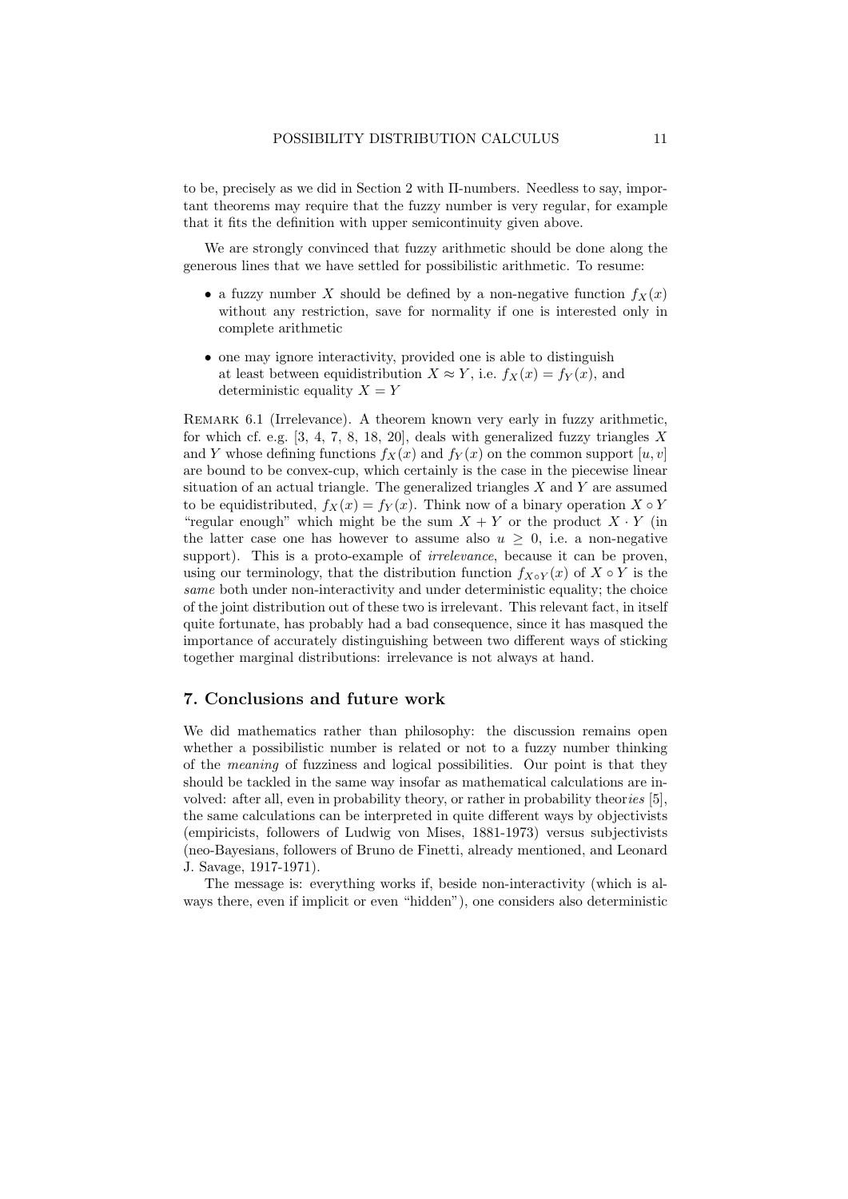to be, precisely as we did in Section 2 with Π-numbers. Needless to say, important theorems may require that the fuzzy number is very regular, for example that it fits the definition with upper semicontinuity given above.

We are strongly convinced that fuzzy arithmetic should be done along the generous lines that we have settled for possibilistic arithmetic. To resume:

- a fuzzy number $X$ should be defined by a non-negative function $f_X(x)$ without any restriction, save for normality if one is interested only in complete arithmetic
- one may ignore interactivity, provided one is able to distinguish at least between equidistribution $X \approx Y$, i.e. $f_X(x) = f_Y(x)$, and deterministic equality $X = Y$

Remark 6.1 (Irrelevance). A theorem known very early in fuzzy arithmetic, for which cf. e.g. [3, 4, 7, 8, 18, 20], deals with generalized fuzzy triangles $X$ and $Y$ whose defining functions $f_X(x)$ and $f_Y(x)$ on the common support $[u, v]$ are bound to be convex-cup, which certainly is the case in the piecewise linear situation of an actual triangle. The generalized triangles $X$ and $Y$ are assumed to be equidistributed, $f_X(x) = f_Y(x)$. Think now of a binary operation $X \circ Y$ "regular enough" which might be the sum $X + Y$ or the product $X \cdot Y$ (in the latter case one has however to assume also $u \geq 0$, i.e. a non-negative support). This is a proto-example of *irrelevance*, because it can be proven, using our terminology, that the distribution function $f_{X \circ Y}(x)$ of $X \circ Y$ is the *same* both under non-interactivity and under deterministic equality; the choice of the joint distribution out of these two is irrelevant. This relevant fact, in itself quite fortunate, has probably had a bad consequence, since it has masqued the importance of accurately distinguishing between two different ways of sticking together marginal distributions: irrelevance is not always at hand.

## 7. Conclusions and future work

We did mathematics rather than philosophy: the discussion remains open whether a possibilistic number is related or not to a fuzzy number thinking of the *meaning* of fuzziness and logical possibilities. Our point is that they should be tackled in the same way insofar as mathematical calculations are involved: after all, even in probability theory, or rather in probability theor*ies* [5], the same calculations can be interpreted in quite different ways by objectivists (empiricists, followers of Ludwig von Mises, 1881-1973) versus subjectivists (neo-Bayesians, followers of Bruno de Finetti, already mentioned, and Leonard J. Savage, 1917-1971).

The message is: everything works if, beside non-interactivity (which is always there, even if implicit or even "hidden"), one considers also deterministic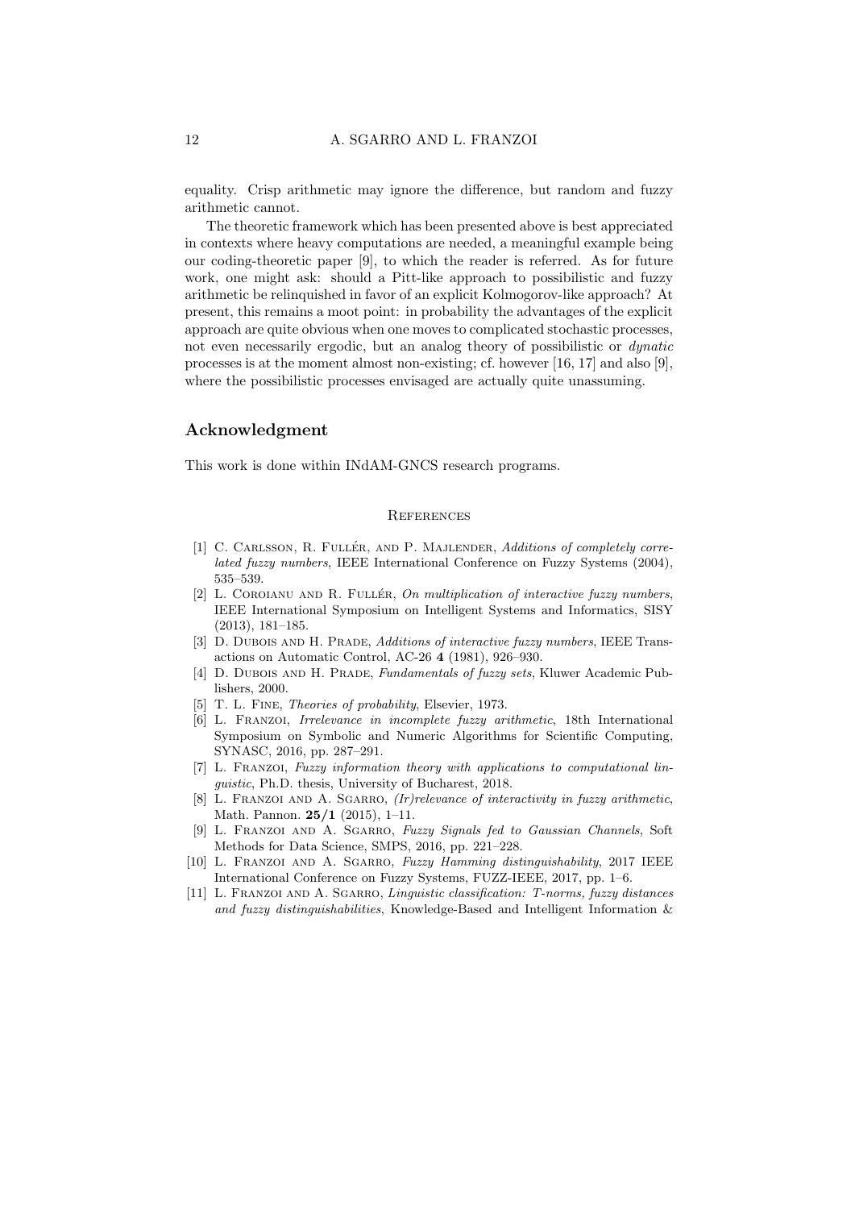equality. Crisp arithmetic may ignore the difference, but random and fuzzy arithmetic cannot.

The theoretic framework which has been presented above is best appreciated in contexts where heavy computations are needed, a meaningful example being our coding-theoretic paper [9], to which the reader is referred. As for future work, one might ask: should a Pitt-like approach to possibilistic and fuzzy arithmetic be relinquished in favor of an explicit Kolmogorov-like approach? At present, this remains a moot point: in probability the advantages of the explicit approach are quite obvious when one moves to complicated stochastic processes, not even necessarily ergodic, but an analog theory of possibilistic or *dynatic* processes is at the moment almost non-existing; cf. however [16, 17] and also [9], where the possibilistic processes envisaged are actually quite unassuming.

## Acknowledgment

This work is done within INdAM-GNCS research programs.

## References

[1] C. Carlsson, R. Fullér, and P. Majlender, *Additions of completely correlated fuzzy numbers*, IEEE International Conference on Fuzzy Systems (2004), 535–539.

[2] L. Coroianu and R. Fullér, *On multiplication of interactive fuzzy numbers*, IEEE International Symposium on Intelligent Systems and Informatics, SISY (2013), 181–185.

[3] D. Dubois and H. Prade, *Additions of interactive fuzzy numbers*, IEEE Transactions on Automatic Control, AC-26 **4** (1981), 926–930.

[4] D. Dubois and H. Prade, *Fundamentals of fuzzy sets*, Kluwer Academic Publishers, 2000.

[5] T. L. Fine, *Theories of probability*, Elsevier, 1973.

[6] L. Franzoi, *Irrelevance in incomplete fuzzy arithmetic*, 18th International Symposium on Symbolic and Numeric Algorithms for Scientific Computing, SYNASC, 2016, pp. 287–291.

[7] L. Franzoi, *Fuzzy information theory with applications to computational linguistic*, Ph.D. thesis, University of Bucharest, 2018.

[8] L. Franzoi and A. Sgarro, *(Ir)relevance of interactivity in fuzzy arithmetic*, Math. Pannon. **25/1** (2015), 1–11.

[9] L. Franzoi and A. Sgarro, *Fuzzy Signals fed to Gaussian Channels*, Soft Methods for Data Science, SMPS, 2016, pp. 221–228.

[10] L. Franzoi and A. Sgarro, *Fuzzy Hamming distinguishability*, 2017 IEEE International Conference on Fuzzy Systems, FUZZ-IEEE, 2017, pp. 1–6.

[11] L. Franzoi and A. Sgarro, *Linguistic classification: T-norms, fuzzy distances and fuzzy distinguishabilities*, Knowledge-Based and Intelligent Information &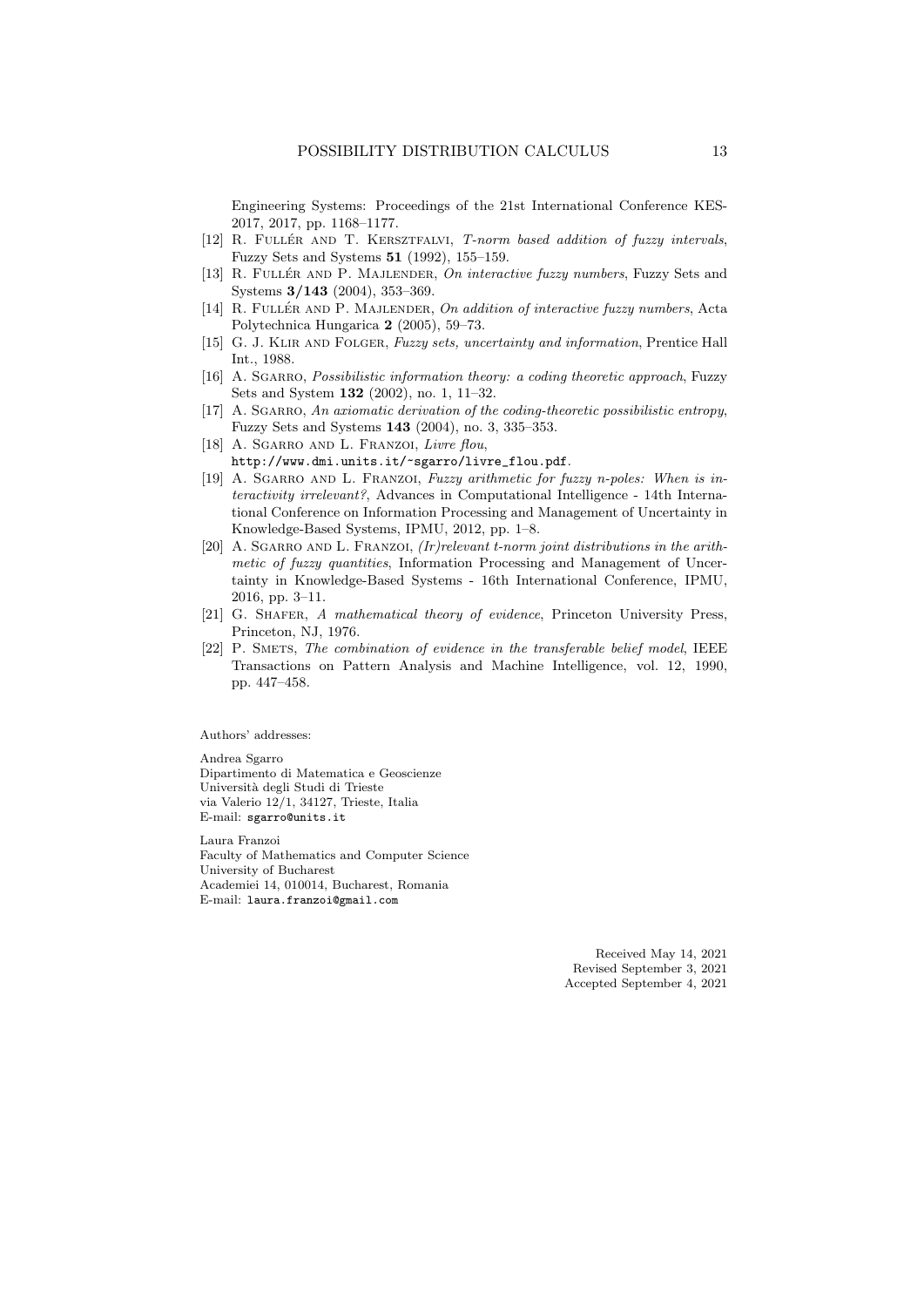Engineering Systems: Proceedings of the 21st International Conference KES-2017, 2017, pp. 1168–1177.

[12] R. Fullér and T. Kersztfalvi, *T-norm based addition of fuzzy intervals*, Fuzzy Sets and Systems **51** (1992), 155–159.

[13] R. Fullér and P. Majlender, *On interactive fuzzy numbers*, Fuzzy Sets and Systems **3/143** (2004), 353–369.

[14] R. Fullér and P. Majlender, *On addition of interactive fuzzy numbers*, Acta Polytechnica Hungarica **2** (2005), 59–73.

[15] G. J. Klir and Folger, *Fuzzy sets, uncertainty and information*, Prentice Hall Int., 1988.

[16] A. Sgarro, *Possibilistic information theory: a coding theoretic approach*, Fuzzy Sets and System **132** (2002), no. 1, 11–32.

[17] A. Sgarro, *An axiomatic derivation of the coding-theoretic possibilistic entropy*, Fuzzy Sets and Systems **143** (2004), no. 3, 335–353.

[18] A. Sgarro and L. Franzoi, *Livre flou*, `http://www.dmi.units.it/~sgarro/livre_flou.pdf`.

[19] A. Sgarro and L. Franzoi, *Fuzzy arithmetic for fuzzy n-poles: When is interactivity irrelevant?*, Advances in Computational Intelligence - 14th International Conference on Information Processing and Management of Uncertainty in Knowledge-Based Systems, IPMU, 2012, pp. 1–8.

[20] A. Sgarro and L. Franzoi, *(Ir)relevant t-norm joint distributions in the arithmetic of fuzzy quantities*, Information Processing and Management of Uncertainty in Knowledge-Based Systems - 16th International Conference, IPMU, 2016, pp. 3–11.

[21] G. Shafer, *A mathematical theory of evidence*, Princeton University Press, Princeton, NJ, 1976.

[22] P. Smets, *The combination of evidence in the transferable belief model*, IEEE Transactions on Pattern Analysis and Machine Intelligence, vol. 12, 1990, pp. 447–458.

Authors' addresses:

Andrea Sgarro
Dipartimento di Matematica e Geoscienze
Università degli Studi di Trieste
via Valerio 12/1, 34127, Trieste, Italia
E-mail: `sgarro@units.it`

Laura Franzoi
Faculty of Mathematics and Computer Science
University of Bucharest
Academiei 14, 010014, Bucharest, Romania
E-mail: `laura.franzoi@gmail.com`

Received May 14, 2021
Revised September 3, 2021
Accepted September 4, 2021